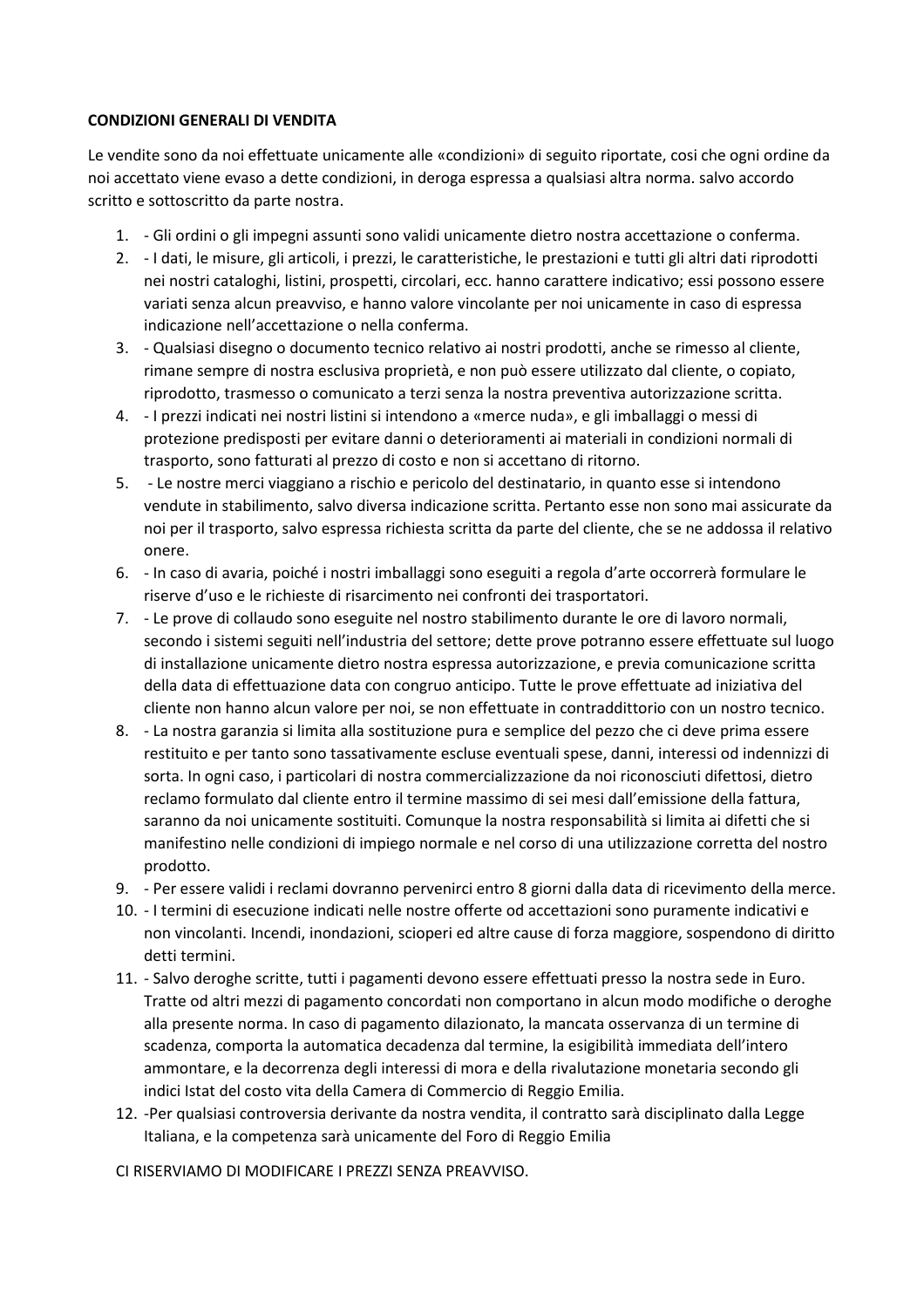**CONDIZIONI GENERALI DI VENDITA**

Le vendite sono da noi effettuate unicamente alle «condizioni» di seguito riportate, così che ogni ordine da noi accettato viene evaso a dette condizioni, in deroga espressa a qualsiasi altra norma. salvo accordo scritto e sottoscritto da parte nostra.

1. - Gli ordini o gli impegni assunti sono validi unicamente dietro nostra accettazione o conferma.
2. - I dati, le misure, gli articoli, i prezzi, le caratteristiche, le prestazioni e tutti gli altri dati riprodotti nei nostri cataloghi, listini, prospetti, circolari, ecc. hanno carattere indicativo; essi possono essere variati senza alcun preavviso, e hanno valore vincolante per noi unicamente in caso di espressa indicazione nell'accettazione o nella conferma.
3. - Qualsiasi disegno o documento tecnico relativo ai nostri prodotti, anche se rimesso al cliente, rimane sempre di nostra esclusiva proprietà, e non può essere utilizzato dal cliente, o copiato, riprodotto, trasmesso o comunicato a terzi senza la nostra preventiva autorizzazione scritta.
4. - I prezzi indicati nei nostri listini si intendono a «merce nuda», e gli imballaggi o messi di protezione predisposti per evitare danni o deterioramenti ai materiali in condizioni normali di trasporto, sono fatturati al prezzo di costo e non si accettano di ritorno.
5. - Le nostre merci viaggiano a rischio e pericolo del destinatario, in quanto esse si intendono vendute in stabilimento, salvo diversa indicazione scritta. Pertanto esse non sono mai assicurate da noi per il trasporto, salvo espressa richiesta scritta da parte del cliente, che se ne addossa il relativo onere.
6. - In caso di avaria, poiché i nostri imballaggi sono eseguiti a regola d'arte occorrerà formulare le riserve d'uso e le richieste di risarcimento nei confronti dei trasportatori.
7. - Le prove di collaudo sono eseguite nel nostro stabilimento durante le ore di lavoro normali, secondo i sistemi seguiti nell'industria del settore; dette prove potranno essere effettuate sul luogo di installazione unicamente dietro nostra espressa autorizzazione, e previa comunicazione scritta della data di effettuazione data con congruo anticipo. Tutte le prove effettuate ad iniziativa del cliente non hanno alcun valore per noi, se non effettuate in contraddittorio con un nostro tecnico.
8. - La nostra garanzia si limita alla sostituzione pura e semplice del pezzo che ci deve prima essere restituito e per tanto sono tassativamente escluse eventuali spese, danni, interessi od indennizzi di sorta. In ogni caso, i particolari di nostra commercializzazione da noi riconosciuti difettosi, dietro reclamo formulato dal cliente entro il termine massimo di sei mesi dall'emissione della fattura, saranno da noi unicamente sostituiti. Comunque la nostra responsabilità si limita ai difetti che si manifestino nelle condizioni di impiego normale e nel corso di una utilizzazione corretta del nostro prodotto.
9. - Per essere validi i reclami dovranno pervenirci entro 8 giorni dalla data di ricevimento della merce.
10. - I termini di esecuzione indicati nelle nostre offerte od accettazioni sono puramente indicativi e non vincolanti. Incendi, inondazioni, scioperi ed altre cause di forza maggiore, sospendono di diritto detti termini.
11. - Salvo deroghe scritte, tutti i pagamenti devono essere effettuati presso la nostra sede in Euro. Tratte od altri mezzi di pagamento concordati non comportano in alcun modo modifiche o deroghe alla presente norma. In caso di pagamento dilazionato, la mancata osservanza di un termine di scadenza, comporta la automatica decadenza dal termine, la esigibilità immediata dell'intero ammontare, e la decorrenza degli interessi di mora e della rivalutazione monetaria secondo gli indici Istat del costo vita della Camera di Commercio di Reggio Emilia.
12. -Per qualsiasi controversia derivante da nostra vendita, il contratto sarà disciplinato dalla Legge Italiana, e la competenza sarà unicamente del Foro di Reggio Emilia

CI RISERVIAMO DI MODIFICARE I PREZZI SENZA PREAVVISO.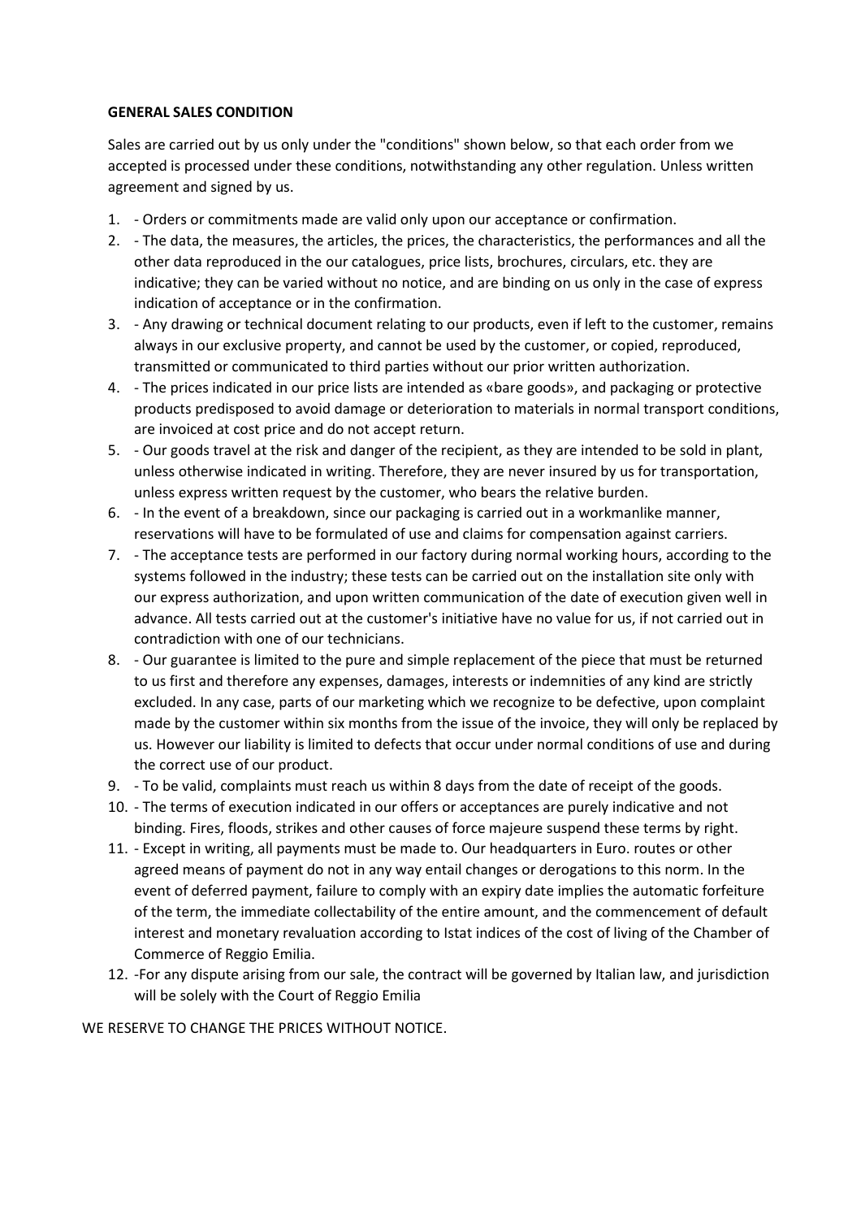**GENERAL SALES CONDITION**

Sales are carried out by us only under the "conditions" shown below, so that each order from we accepted is processed under these conditions, notwithstanding any other regulation. Unless written agreement and signed by us.

1. - Orders or commitments made are valid only upon our acceptance or confirmation.
2. - The data, the measures, the articles, the prices, the characteristics, the performances and all the other data reproduced in the our catalogues, price lists, brochures, circulars, etc. they are indicative; they can be varied without no notice, and are binding on us only in the case of express indication of acceptance or in the confirmation.
3. - Any drawing or technical document relating to our products, even if left to the customer, remains always in our exclusive property, and cannot be used by the customer, or copied, reproduced, transmitted or communicated to third parties without our prior written authorization.
4. - The prices indicated in our price lists are intended as «bare goods», and packaging or protective products predisposed to avoid damage or deterioration to materials in normal transport conditions, are invoiced at cost price and do not accept return.
5. - Our goods travel at the risk and danger of the recipient, as they are intended to be sold in plant, unless otherwise indicated in writing. Therefore, they are never insured by us for transportation, unless express written request by the customer, who bears the relative burden.
6. - In the event of a breakdown, since our packaging is carried out in a workmanlike manner, reservations will have to be formulated of use and claims for compensation against carriers.
7. - The acceptance tests are performed in our factory during normal working hours, according to the systems followed in the industry; these tests can be carried out on the installation site only with our express authorization, and upon written communication of the date of execution given well in advance. All tests carried out at the customer's initiative have no value for us, if not carried out in contradiction with one of our technicians.
8. - Our guarantee is limited to the pure and simple replacement of the piece that must be returned to us first and therefore any expenses, damages, interests or indemnities of any kind are strictly excluded. In any case, parts of our marketing which we recognize to be defective, upon complaint made by the customer within six months from the issue of the invoice, they will only be replaced by us. However our liability is limited to defects that occur under normal conditions of use and during the correct use of our product.
9. - To be valid, complaints must reach us within 8 days from the date of receipt of the goods.
10. - The terms of execution indicated in our offers or acceptances are purely indicative and not binding. Fires, floods, strikes and other causes of force majeure suspend these terms by right.
11. - Except in writing, all payments must be made to. Our headquarters in Euro. routes or other agreed means of payment do not in any way entail changes or derogations to this norm. In the event of deferred payment, failure to comply with an expiry date implies the automatic forfeiture of the term, the immediate collectability of the entire amount, and the commencement of default interest and monetary revaluation according to Istat indices of the cost of living of the Chamber of Commerce of Reggio Emilia.
12. -For any dispute arising from our sale, the contract will be governed by Italian law, and jurisdiction will be solely with the Court of Reggio Emilia

WE RESERVE TO CHANGE THE PRICES WITHOUT NOTICE.